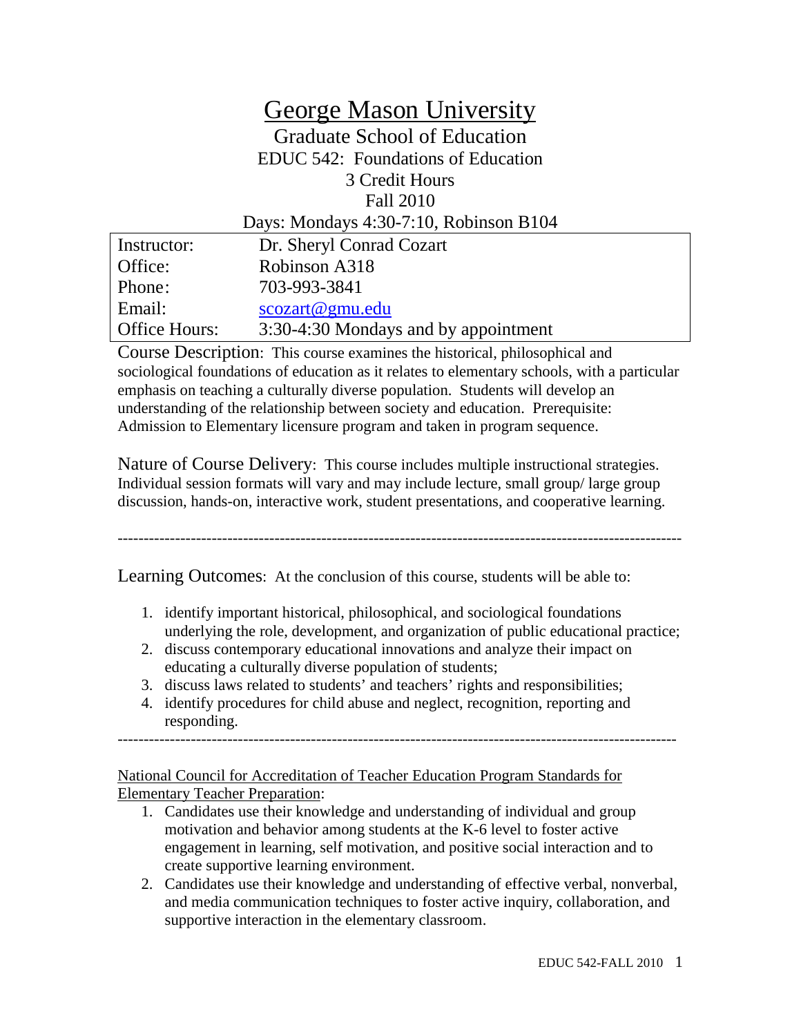# George Mason University

## Graduate School of Education

EDUC 542: Foundations of Education

3 Credit Hours

Fall 2010

Days: Mondays 4:30-7:10, Robinson B104

| | |
|---|---|
| Instructor: | Dr. Sheryl Conrad Cozart |
| Office: | Robinson A318 |
| Phone: | 703-993-3841 |
| Email: | scozart@gmu.edu |
| Office Hours: | 3:30-4:30 Mondays and by appointment |

Course Description: This course examines the historical, philosophical and sociological foundations of education as it relates to elementary schools, with a particular emphasis on teaching a culturally diverse population. Students will develop an understanding of the relationship between society and education. Prerequisite: Admission to Elementary licensure program and taken in program sequence.

Nature of Course Delivery: This course includes multiple instructional strategies. Individual session formats will vary and may include lecture, small group/ large group discussion, hands-on, interactive work, student presentations, and cooperative learning.

---

Learning Outcomes: At the conclusion of this course, students will be able to:

1. identify important historical, philosophical, and sociological foundations underlying the role, development, and organization of public educational practice;
2. discuss contemporary educational innovations and analyze their impact on educating a culturally diverse population of students;
3. discuss laws related to students' and teachers' rights and responsibilities;
4. identify procedures for child abuse and neglect, recognition, reporting and responding.

---

National Council for Accreditation of Teacher Education Program Standards for Elementary Teacher Preparation:

1. Candidates use their knowledge and understanding of individual and group motivation and behavior among students at the K-6 level to foster active engagement in learning, self motivation, and positive social interaction and to create supportive learning environment.
2. Candidates use their knowledge and understanding of effective verbal, nonverbal, and media communication techniques to foster active inquiry, collaboration, and supportive interaction in the elementary classroom.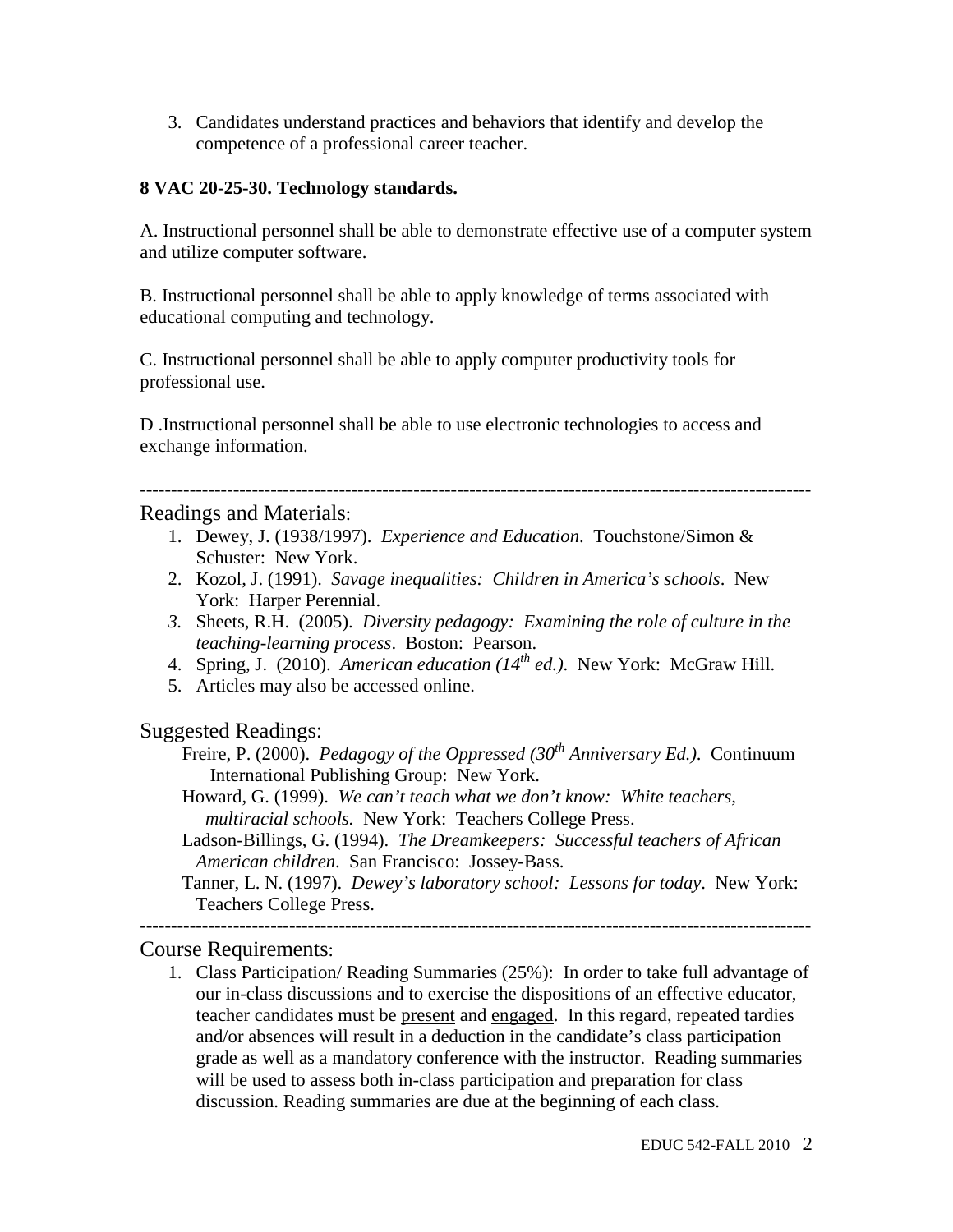3. Candidates understand practices and behaviors that identify and develop the competence of a professional career teacher.

**8 VAC 20-25-30. Technology standards.**

A. Instructional personnel shall be able to demonstrate effective use of a computer system and utilize computer software.

B. Instructional personnel shall be able to apply knowledge of terms associated with educational computing and technology.

C. Instructional personnel shall be able to apply computer productivity tools for professional use.

D .Instructional personnel shall be able to use electronic technologies to access and exchange information.

---

## Readings and Materials:

1. Dewey, J. (1938/1997). *Experience and Education*. Touchstone/Simon & Schuster: New York.
2. Kozol, J. (1991). *Savage inequalities: Children in America's schools*. New York: Harper Perennial.
3. Sheets, R.H. (2005). *Diversity pedagogy: Examining the role of culture in the teaching-learning process*. Boston: Pearson.
4. Spring, J. (2010). *American education (14th ed.)*. New York: McGraw Hill.
5. Articles may also be accessed online.

## Suggested Readings:

Freire, P. (2000). *Pedagogy of the Oppressed (30th Anniversary Ed.)*. Continuum International Publishing Group: New York.

Howard, G. (1999). *We can't teach what we don't know: White teachers, multiracial schools.* New York: Teachers College Press.

Ladson-Billings, G. (1994). *The Dreamkeepers: Successful teachers of African American children*. San Francisco: Jossey-Bass.

Tanner, L. N. (1997). *Dewey's laboratory school: Lessons for today*. New York: Teachers College Press.

---

## Course Requirements:

1. Class Participation/ Reading Summaries (25%): In order to take full advantage of our in-class discussions and to exercise the dispositions of an effective educator, teacher candidates must be present and engaged. In this regard, repeated tardies and/or absences will result in a deduction in the candidate's class participation grade as well as a mandatory conference with the instructor. Reading summaries will be used to assess both in-class participation and preparation for class discussion. Reading summaries are due at the beginning of each class.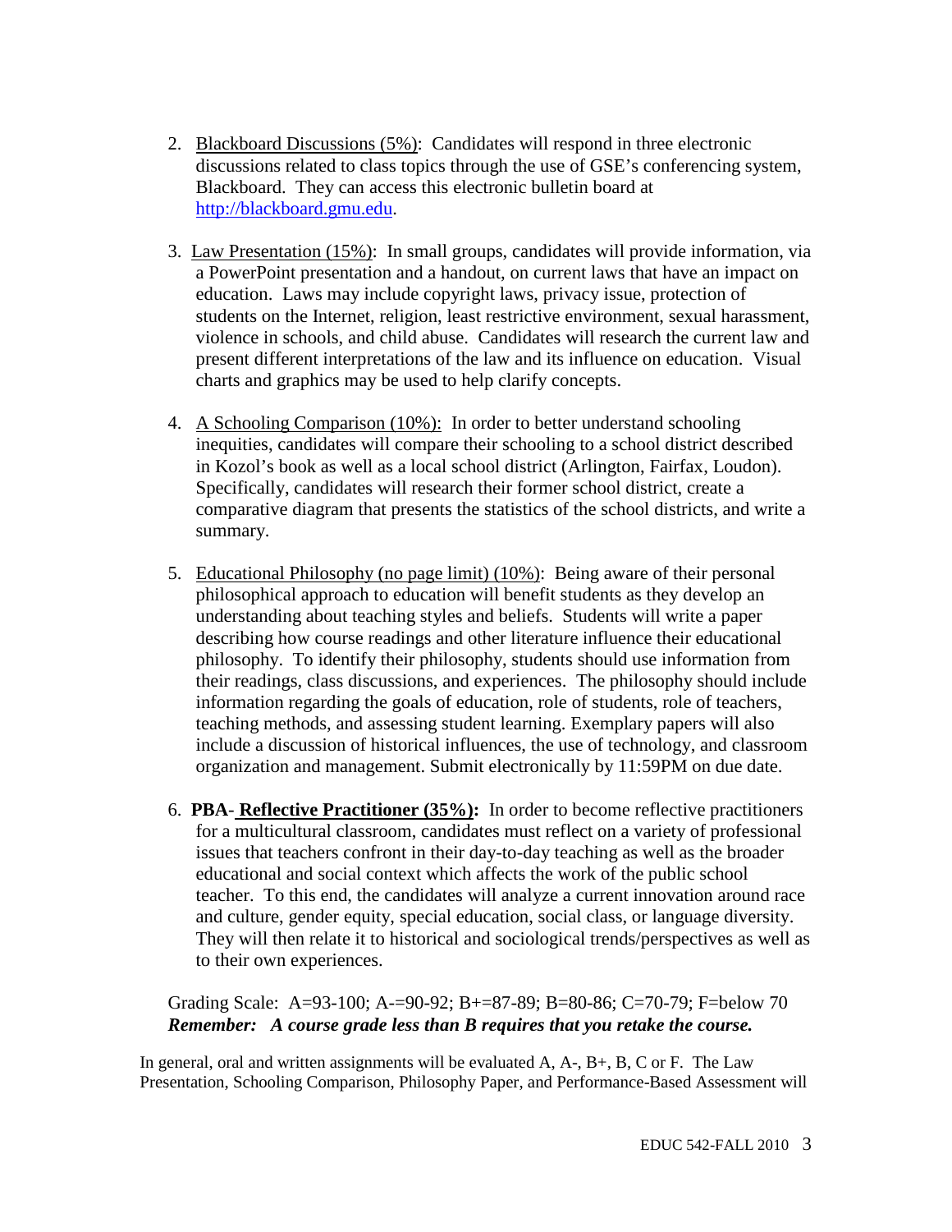2. Blackboard Discussions (5%): Candidates will respond in three electronic discussions related to class topics through the use of GSE's conferencing system, Blackboard. They can access this electronic bulletin board at http://blackboard.gmu.edu.

3. Law Presentation (15%): In small groups, candidates will provide information, via a PowerPoint presentation and a handout, on current laws that have an impact on education. Laws may include copyright laws, privacy issue, protection of students on the Internet, religion, least restrictive environment, sexual harassment, violence in schools, and child abuse. Candidates will research the current law and present different interpretations of the law and its influence on education. Visual charts and graphics may be used to help clarify concepts.

4. A Schooling Comparison (10%): In order to better understand schooling inequities, candidates will compare their schooling to a school district described in Kozol's book as well as a local school district (Arlington, Fairfax, Loudon). Specifically, candidates will research their former school district, create a comparative diagram that presents the statistics of the school districts, and write a summary.

5. Educational Philosophy (no page limit) (10%): Being aware of their personal philosophical approach to education will benefit students as they develop an understanding about teaching styles and beliefs. Students will write a paper describing how course readings and other literature influence their educational philosophy. To identify their philosophy, students should use information from their readings, class discussions, and experiences. The philosophy should include information regarding the goals of education, role of students, role of teachers, teaching methods, and assessing student learning. Exemplary papers will also include a discussion of historical influences, the use of technology, and classroom organization and management. Submit electronically by 11:59PM on due date.

6. **PBA- Reflective Practitioner (35%):** In order to become reflective practitioners for a multicultural classroom, candidates must reflect on a variety of professional issues that teachers confront in their day-to-day teaching as well as the broader educational and social context which affects the work of the public school teacher. To this end, the candidates will analyze a current innovation around race and culture, gender equity, special education, social class, or language diversity. They will then relate it to historical and sociological trends/perspectives as well as to their own experiences.

Grading Scale: A=93-100; A-=90-92; B+=87-89; B=80-86; C=70-79; F=below 70
***Remember: A course grade less than B requires that you retake the course.***

In general, oral and written assignments will be evaluated A, A-, B+, B, C or F. The Law Presentation, Schooling Comparison, Philosophy Paper, and Performance-Based Assessment will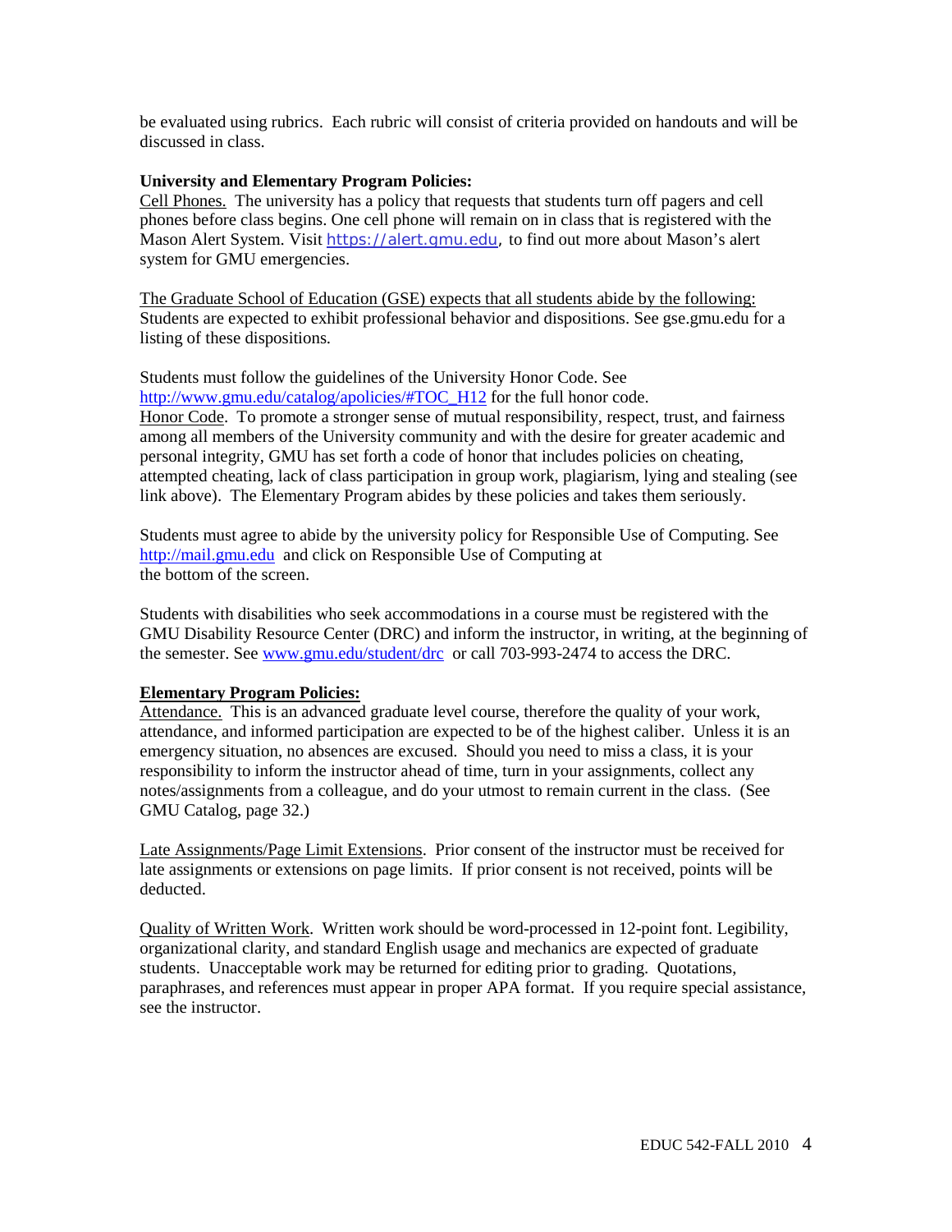be evaluated using rubrics. Each rubric will consist of criteria provided on handouts and will be discussed in class.

**University and Elementary Program Policies:**

Cell Phones. The university has a policy that requests that students turn off pagers and cell phones before class begins. One cell phone will remain on in class that is registered with the Mason Alert System. Visit https://alert.gmu.edu, to find out more about Mason's alert system for GMU emergencies.

The Graduate School of Education (GSE) expects that all students abide by the following: Students are expected to exhibit professional behavior and dispositions. See gse.gmu.edu for a listing of these dispositions.

Students must follow the guidelines of the University Honor Code. See http://www.gmu.edu/catalog/apolicies/#TOC_H12 for the full honor code.
Honor Code. To promote a stronger sense of mutual responsibility, respect, trust, and fairness among all members of the University community and with the desire for greater academic and personal integrity, GMU has set forth a code of honor that includes policies on cheating, attempted cheating, lack of class participation in group work, plagiarism, lying and stealing (see link above). The Elementary Program abides by these policies and takes them seriously.

Students must agree to abide by the university policy for Responsible Use of Computing. See http://mail.gmu.edu and click on Responsible Use of Computing at the bottom of the screen.

Students with disabilities who seek accommodations in a course must be registered with the GMU Disability Resource Center (DRC) and inform the instructor, in writing, at the beginning of the semester. See www.gmu.edu/student/drc or call 703-993-2474 to access the DRC.

**Elementary Program Policies:**

Attendance. This is an advanced graduate level course, therefore the quality of your work, attendance, and informed participation are expected to be of the highest caliber. Unless it is an emergency situation, no absences are excused. Should you need to miss a class, it is your responsibility to inform the instructor ahead of time, turn in your assignments, collect any notes/assignments from a colleague, and do your utmost to remain current in the class. (See GMU Catalog, page 32.)

Late Assignments/Page Limit Extensions. Prior consent of the instructor must be received for late assignments or extensions on page limits. If prior consent is not received, points will be deducted.

Quality of Written Work. Written work should be word-processed in 12-point font. Legibility, organizational clarity, and standard English usage and mechanics are expected of graduate students. Unacceptable work may be returned for editing prior to grading. Quotations, paraphrases, and references must appear in proper APA format. If you require special assistance, see the instructor.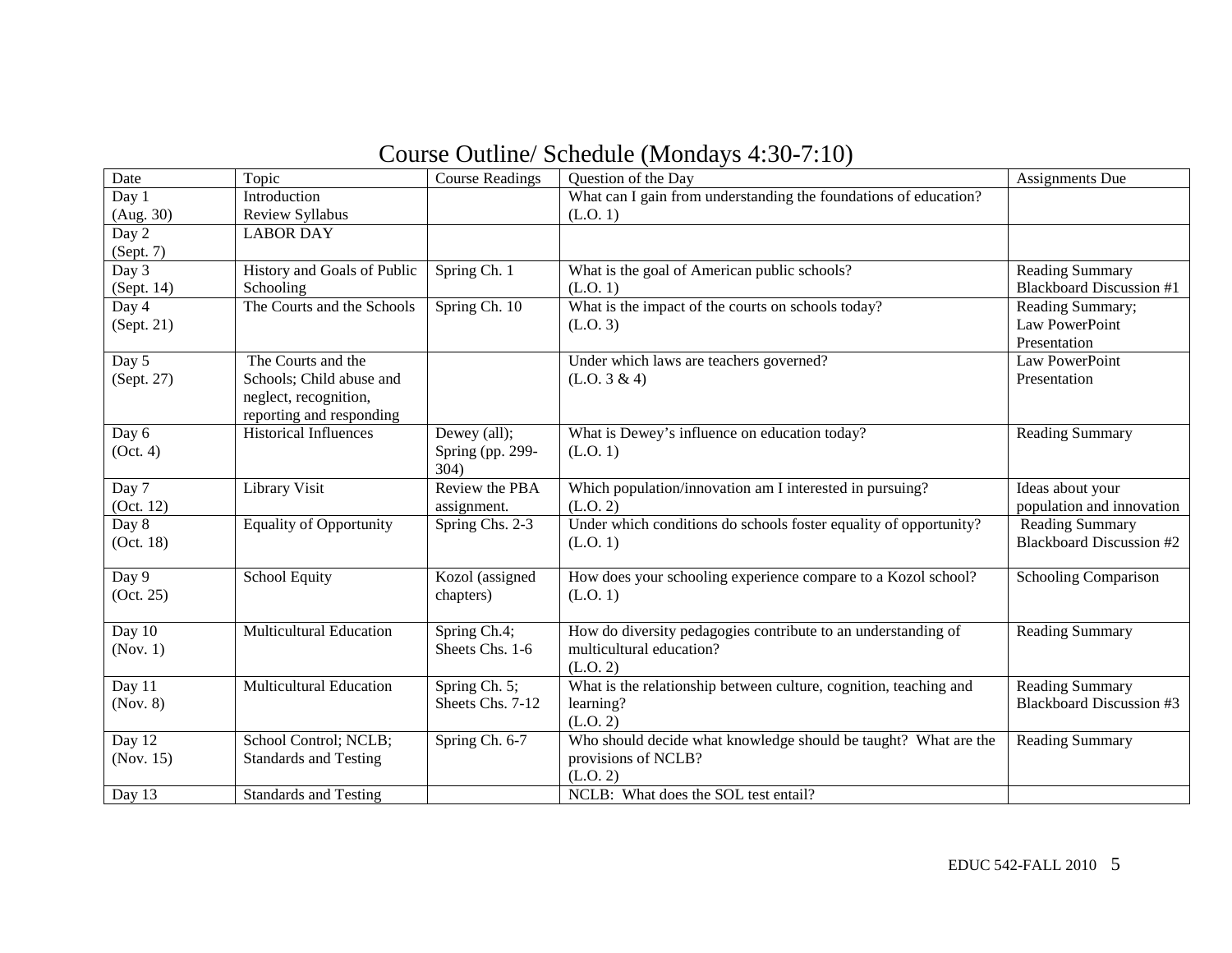# Course Outline/ Schedule (Mondays 4:30-7:10)

| Date | Topic | Course Readings | Question of the Day | Assignments Due |
|---|---|---|---|---|
| Day 1 (Aug. 30) | Introduction Review Syllabus | | What can I gain from understanding the foundations of education? (L.O. 1) | |
| Day 2 (Sept. 7) | LABOR DAY | | | |
| Day 3 (Sept. 14) | History and Goals of Public Schooling | Spring Ch. 1 | What is the goal of American public schools? (L.O. 1) | Reading Summary Blackboard Discussion #1 |
| Day 4 (Sept. 21) | The Courts and the Schools | Spring Ch. 10 | What is the impact of the courts on schools today? (L.O. 3) | Reading Summary; Law PowerPoint Presentation |
| Day 5 (Sept. 27) | The Courts and the Schools; Child abuse and neglect, recognition, reporting and responding | | Under which laws are teachers governed? (L.O. 3 & 4) | Law PowerPoint Presentation |
| Day 6 (Oct. 4) | Historical Influences | Dewey (all); Spring (pp. 299-304) | What is Dewey's influence on education today? (L.O. 1) | Reading Summary |
| Day 7 (Oct. 12) | Library Visit | Review the PBA assignment. | Which population/innovation am I interested in pursuing? (L.O. 2) | Ideas about your population and innovation |
| Day 8 (Oct. 18) | Equality of Opportunity | Spring Chs. 2-3 | Under which conditions do schools foster equality of opportunity? (L.O. 1) | Reading Summary Blackboard Discussion #2 |
| Day 9 (Oct. 25) | School Equity | Kozol (assigned chapters) | How does your schooling experience compare to a Kozol school? (L.O. 1) | Schooling Comparison |
| Day 10 (Nov. 1) | Multicultural Education | Spring Ch.4; Sheets Chs. 1-6 | How do diversity pedagogies contribute to an understanding of multicultural education? (L.O. 2) | Reading Summary |
| Day 11 (Nov. 8) | Multicultural Education | Spring Ch. 5; Sheets Chs. 7-12 | What is the relationship between culture, cognition, teaching and learning? (L.O. 2) | Reading Summary Blackboard Discussion #3 |
| Day 12 (Nov. 15) | School Control; NCLB; Standards and Testing | Spring Ch. 6-7 | Who should decide what knowledge should be taught? What are the provisions of NCLB? (L.O. 2) | Reading Summary |
| Day 13 | Standards and Testing | | NCLB: What does the SOL test entail? | |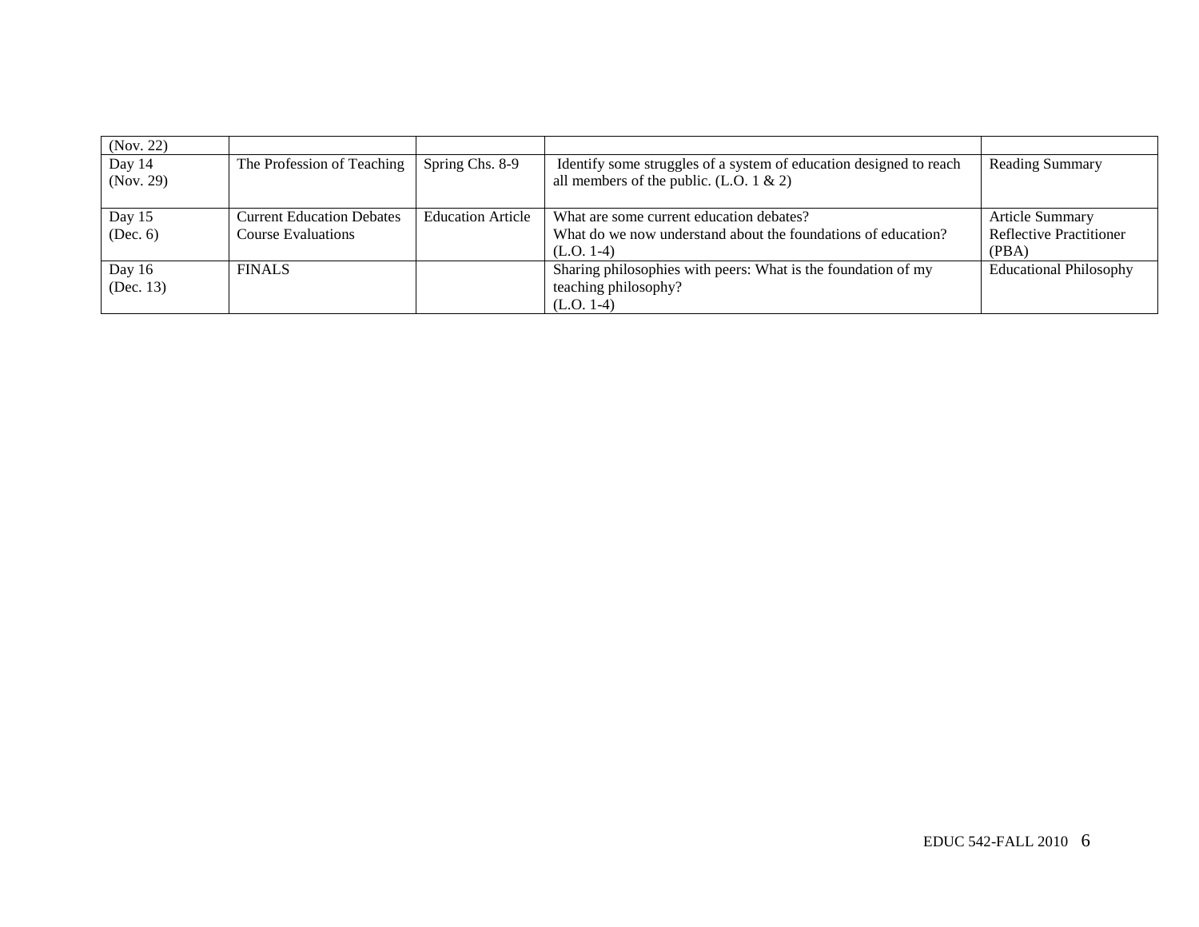| | | | | |
|---|---|---|---|---|
| (Nov. 22) | | | | |
| Day 14<br>(Nov. 29) | The Profession of Teaching | Spring Chs. 8-9 | Identify some struggles of a system of education designed to reach all members of the public. (L.O. 1 & 2) | Reading Summary |
| Day 15<br>(Dec. 6) | Current Education Debates<br>Course Evaluations | Education Article | What are some current education debates?<br>What do we now understand about the foundations of education? (L.O. 1-4) | Article Summary<br>Reflective Practitioner (PBA) |
| Day 16<br>(Dec. 13) | FINALS | | Sharing philosophies with peers: What is the foundation of my teaching philosophy?<br>(L.O. 1-4) | Educational Philosophy |